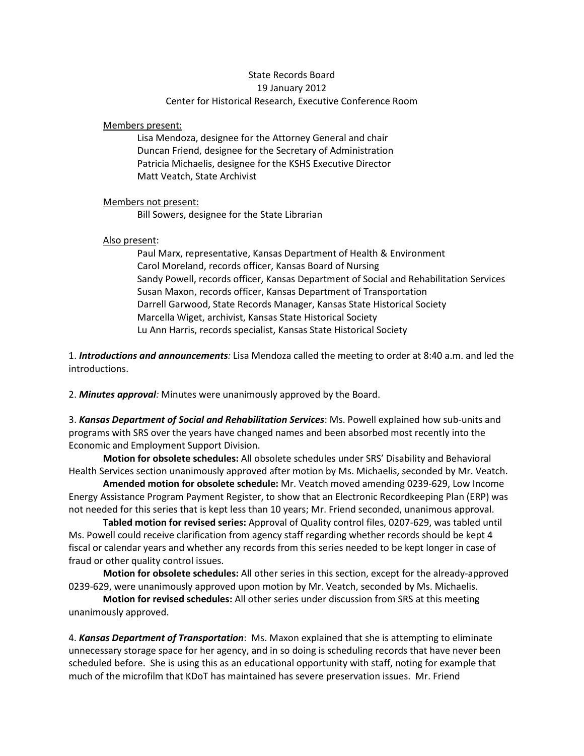State Records Board
19 January 2012
Center for Historical Research, Executive Conference Room

Members present:

Lisa Mendoza, designee for the Attorney General and chair
Duncan Friend, designee for the Secretary of Administration
Patricia Michaelis, designee for the KSHS Executive Director
Matt Veatch, State Archivist

Members not present:

Bill Sowers, designee for the State Librarian

Also present:

Paul Marx, representative, Kansas Department of Health & Environment
Carol Moreland, records officer, Kansas Board of Nursing
Sandy Powell, records officer, Kansas Department of Social and Rehabilitation Services
Susan Maxon, records officer, Kansas Department of Transportation
Darrell Garwood, State Records Manager, Kansas State Historical Society
Marcella Wiget, archivist, Kansas State Historical Society
Lu Ann Harris, records specialist, Kansas State Historical Society

1. ***Introductions and announcements****:* Lisa Mendoza called the meeting to order at 8:40 a.m. and led the introductions.

2. ***Minutes approval****:* Minutes were unanimously approved by the Board.

3. ***Kansas Department of Social and Rehabilitation Services***: Ms. Powell explained how sub-units and programs with SRS over the years have changed names and been absorbed most recently into the Economic and Employment Support Division.

**Motion for obsolete schedules:** All obsolete schedules under SRS' Disability and Behavioral Health Services section unanimously approved after motion by Ms. Michaelis, seconded by Mr. Veatch.

**Amended motion for obsolete schedule:** Mr. Veatch moved amending 0239-629, Low Income Energy Assistance Program Payment Register, to show that an Electronic Recordkeeping Plan (ERP) was not needed for this series that is kept less than 10 years; Mr. Friend seconded, unanimous approval.

**Tabled motion for revised series:** Approval of Quality control files, 0207-629, was tabled until Ms. Powell could receive clarification from agency staff regarding whether records should be kept 4 fiscal or calendar years and whether any records from this series needed to be kept longer in case of fraud or other quality control issues.

**Motion for obsolete schedules:** All other series in this section, except for the already-approved 0239-629, were unanimously approved upon motion by Mr. Veatch, seconded by Ms. Michaelis.

**Motion for revised schedules:** All other series under discussion from SRS at this meeting unanimously approved.

4. ***Kansas Department of Transportation***: Ms. Maxon explained that she is attempting to eliminate unnecessary storage space for her agency, and in so doing is scheduling records that have never been scheduled before. She is using this as an educational opportunity with staff, noting for example that much of the microfilm that KDoT has maintained has severe preservation issues. Mr. Friend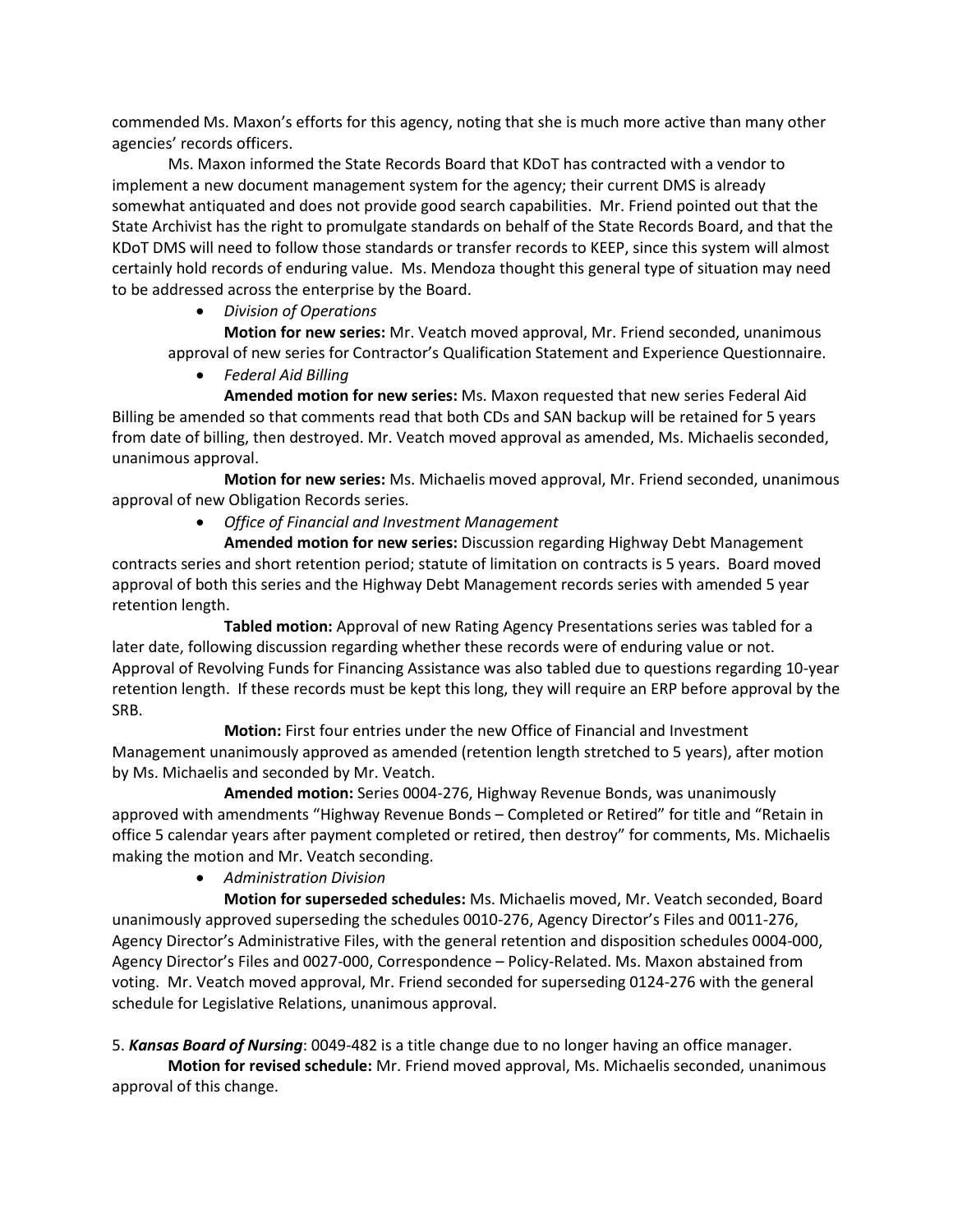commended Ms. Maxon's efforts for this agency, noting that she is much more active than many other agencies' records officers.

Ms. Maxon informed the State Records Board that KDoT has contracted with a vendor to implement a new document management system for the agency; their current DMS is already somewhat antiquated and does not provide good search capabilities. Mr. Friend pointed out that the State Archivist has the right to promulgate standards on behalf of the State Records Board, and that the KDoT DMS will need to follow those standards or transfer records to KEEP, since this system will almost certainly hold records of enduring value. Ms. Mendoza thought this general type of situation may need to be addressed across the enterprise by the Board.

- *Division of Operations*

**Motion for new series:** Mr. Veatch moved approval, Mr. Friend seconded, unanimous approval of new series for Contractor's Qualification Statement and Experience Questionnaire.

- *Federal Aid Billing*

**Amended motion for new series:** Ms. Maxon requested that new series Federal Aid Billing be amended so that comments read that both CDs and SAN backup will be retained for 5 years from date of billing, then destroyed. Mr. Veatch moved approval as amended, Ms. Michaelis seconded, unanimous approval.

**Motion for new series:** Ms. Michaelis moved approval, Mr. Friend seconded, unanimous approval of new Obligation Records series.

- *Office of Financial and Investment Management*

**Amended motion for new series:** Discussion regarding Highway Debt Management contracts series and short retention period; statute of limitation on contracts is 5 years. Board moved approval of both this series and the Highway Debt Management records series with amended 5 year retention length.

**Tabled motion:** Approval of new Rating Agency Presentations series was tabled for a later date, following discussion regarding whether these records were of enduring value or not. Approval of Revolving Funds for Financing Assistance was also tabled due to questions regarding 10-year retention length. If these records must be kept this long, they will require an ERP before approval by the SRB.

**Motion:** First four entries under the new Office of Financial and Investment Management unanimously approved as amended (retention length stretched to 5 years), after motion by Ms. Michaelis and seconded by Mr. Veatch.

**Amended motion:** Series 0004-276, Highway Revenue Bonds, was unanimously approved with amendments "Highway Revenue Bonds – Completed or Retired" for title and "Retain in office 5 calendar years after payment completed or retired, then destroy" for comments, Ms. Michaelis making the motion and Mr. Veatch seconding.

- *Administration Division*

**Motion for superseded schedules:** Ms. Michaelis moved, Mr. Veatch seconded, Board unanimously approved superseding the schedules 0010-276, Agency Director's Files and 0011-276, Agency Director's Administrative Files, with the general retention and disposition schedules 0004-000, Agency Director's Files and 0027-000, Correspondence – Policy-Related. Ms. Maxon abstained from voting. Mr. Veatch moved approval, Mr. Friend seconded for superseding 0124-276 with the general schedule for Legislative Relations, unanimous approval.

5. ***Kansas Board of Nursing***: 0049-482 is a title change due to no longer having an office manager.

**Motion for revised schedule:** Mr. Friend moved approval, Ms. Michaelis seconded, unanimous approval of this change.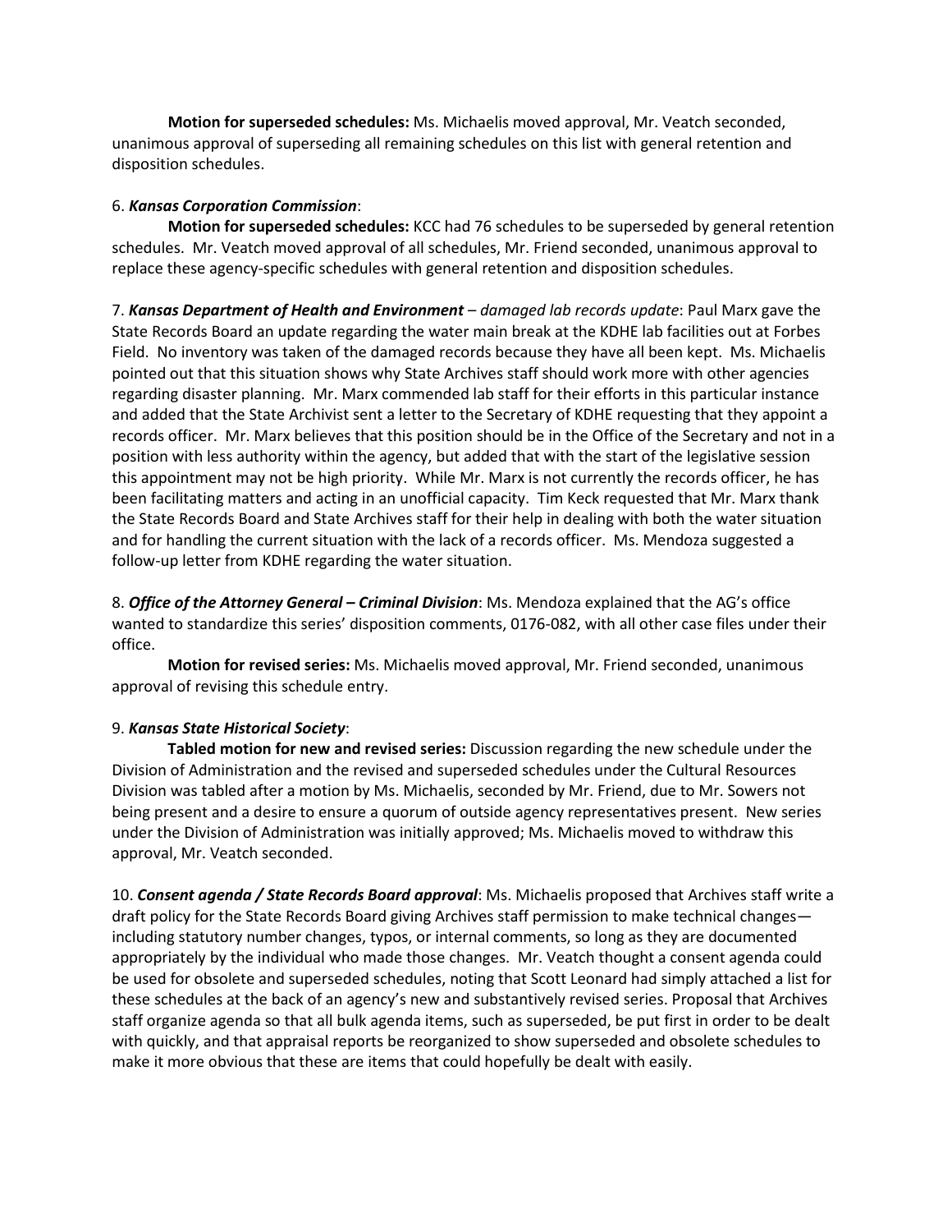**Motion for superseded schedules:** Ms. Michaelis moved approval, Mr. Veatch seconded, unanimous approval of superseding all remaining schedules on this list with general retention and disposition schedules.

6. ***Kansas Corporation Commission***:

**Motion for superseded schedules:** KCC had 76 schedules to be superseded by general retention schedules. Mr. Veatch moved approval of all schedules, Mr. Friend seconded, unanimous approval to replace these agency-specific schedules with general retention and disposition schedules.

7. ***Kansas Department of Health and Environment*** – *damaged lab records update*: Paul Marx gave the State Records Board an update regarding the water main break at the KDHE lab facilities out at Forbes Field. No inventory was taken of the damaged records because they have all been kept. Ms. Michaelis pointed out that this situation shows why State Archives staff should work more with other agencies regarding disaster planning. Mr. Marx commended lab staff for their efforts in this particular instance and added that the State Archivist sent a letter to the Secretary of KDHE requesting that they appoint a records officer. Mr. Marx believes that this position should be in the Office of the Secretary and not in a position with less authority within the agency, but added that with the start of the legislative session this appointment may not be high priority. While Mr. Marx is not currently the records officer, he has been facilitating matters and acting in an unofficial capacity. Tim Keck requested that Mr. Marx thank the State Records Board and State Archives staff for their help in dealing with both the water situation and for handling the current situation with the lack of a records officer. Ms. Mendoza suggested a follow-up letter from KDHE regarding the water situation.

8. ***Office of the Attorney General – Criminal Division***: Ms. Mendoza explained that the AG's office wanted to standardize this series' disposition comments, 0176-082, with all other case files under their office.

**Motion for revised series:** Ms. Michaelis moved approval, Mr. Friend seconded, unanimous approval of revising this schedule entry.

9. ***Kansas State Historical Society***:

**Tabled motion for new and revised series:** Discussion regarding the new schedule under the Division of Administration and the revised and superseded schedules under the Cultural Resources Division was tabled after a motion by Ms. Michaelis, seconded by Mr. Friend, due to Mr. Sowers not being present and a desire to ensure a quorum of outside agency representatives present. New series under the Division of Administration was initially approved; Ms. Michaelis moved to withdraw this approval, Mr. Veatch seconded.

10. ***Consent agenda / State Records Board approval***: Ms. Michaelis proposed that Archives staff write a draft policy for the State Records Board giving Archives staff permission to make technical changes—including statutory number changes, typos, or internal comments, so long as they are documented appropriately by the individual who made those changes. Mr. Veatch thought a consent agenda could be used for obsolete and superseded schedules, noting that Scott Leonard had simply attached a list for these schedules at the back of an agency's new and substantively revised series. Proposal that Archives staff organize agenda so that all bulk agenda items, such as superseded, be put first in order to be dealt with quickly, and that appraisal reports be reorganized to show superseded and obsolete schedules to make it more obvious that these are items that could hopefully be dealt with easily.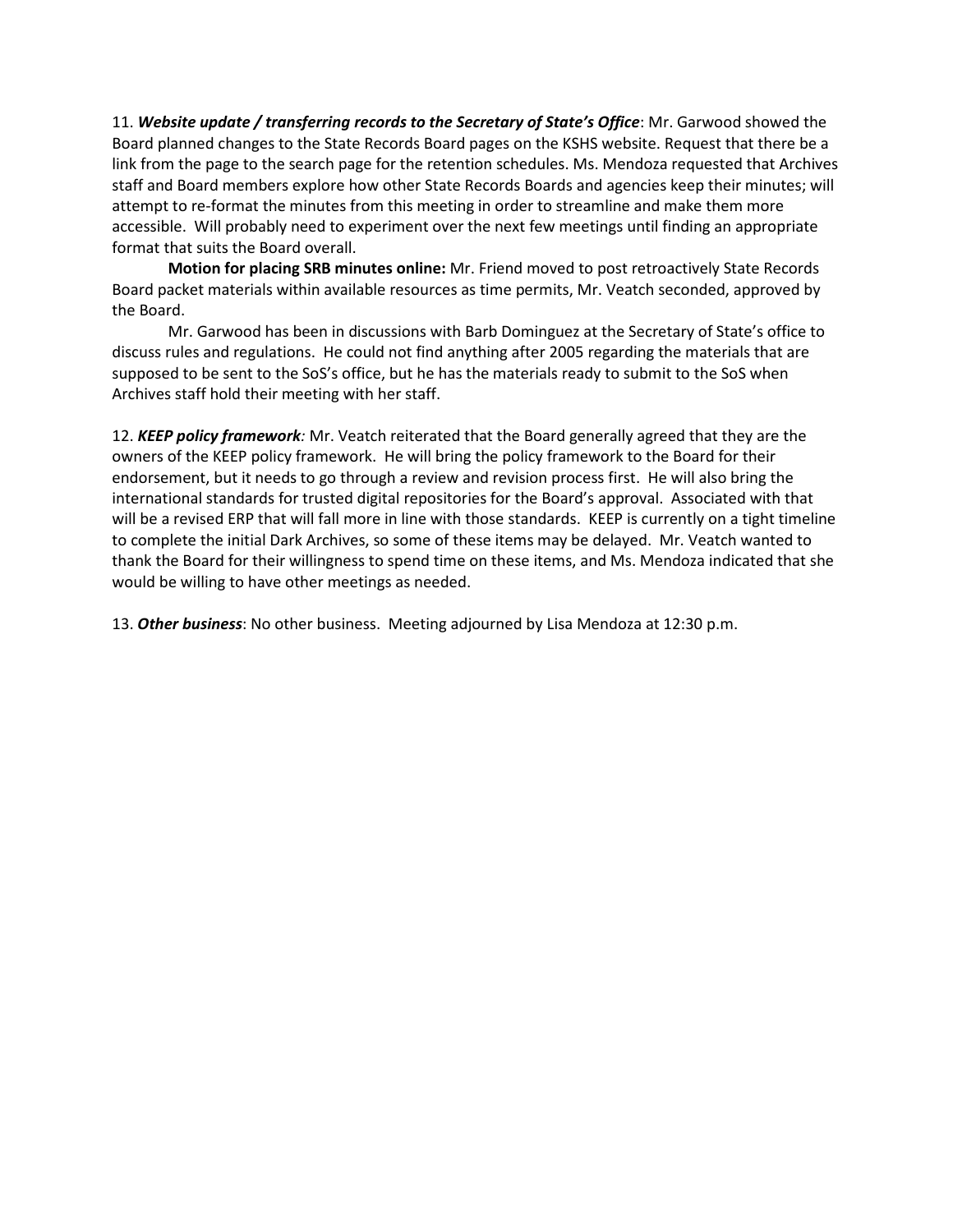11. ***Website update / transferring records to the Secretary of State's Office***: Mr. Garwood showed the Board planned changes to the State Records Board pages on the KSHS website. Request that there be a link from the page to the search page for the retention schedules. Ms. Mendoza requested that Archives staff and Board members explore how other State Records Boards and agencies keep their minutes; will attempt to re-format the minutes from this meeting in order to streamline and make them more accessible. Will probably need to experiment over the next few meetings until finding an appropriate format that suits the Board overall.

**Motion for placing SRB minutes online:** Mr. Friend moved to post retroactively State Records Board packet materials within available resources as time permits, Mr. Veatch seconded, approved by the Board.

Mr. Garwood has been in discussions with Barb Dominguez at the Secretary of State's office to discuss rules and regulations. He could not find anything after 2005 regarding the materials that are supposed to be sent to the SoS's office, but he has the materials ready to submit to the SoS when Archives staff hold their meeting with her staff.

12. ***KEEP policy framework****:* Mr. Veatch reiterated that the Board generally agreed that they are the owners of the KEEP policy framework. He will bring the policy framework to the Board for their endorsement, but it needs to go through a review and revision process first. He will also bring the international standards for trusted digital repositories for the Board's approval. Associated with that will be a revised ERP that will fall more in line with those standards. KEEP is currently on a tight timeline to complete the initial Dark Archives, so some of these items may be delayed. Mr. Veatch wanted to thank the Board for their willingness to spend time on these items, and Ms. Mendoza indicated that she would be willing to have other meetings as needed.

13. ***Other business***: No other business. Meeting adjourned by Lisa Mendoza at 12:30 p.m.